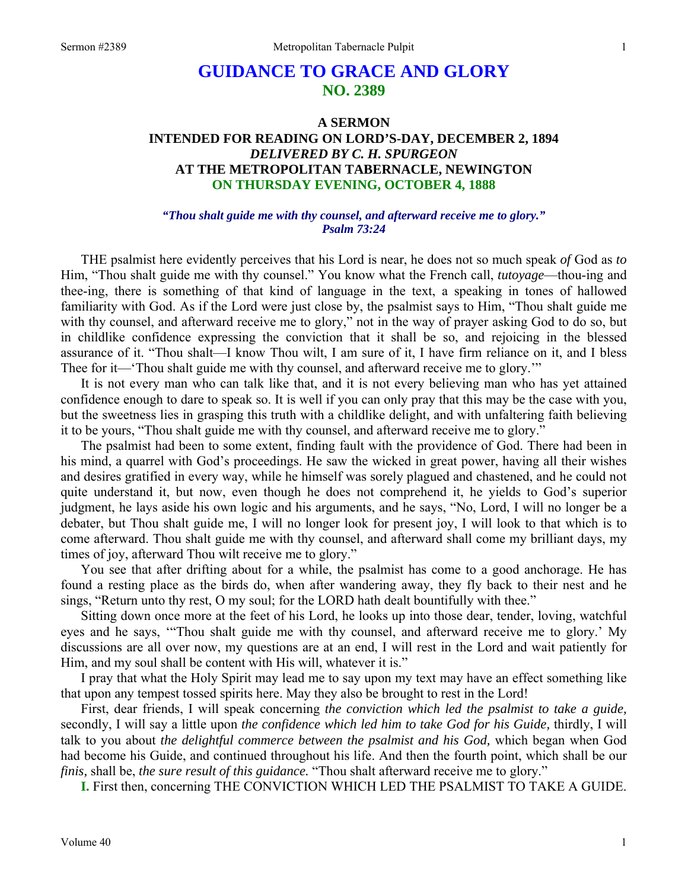# GUIDANCE TO GRACE AND GLORY
## NO. 2389

### A SERMON
### INTENDED FOR READING ON LORD'S-DAY, DECEMBER 2, 1894
### *DELIVERED BY C. H. SPURGEON*
### AT THE METROPOLITAN TABERNACLE, NEWINGTON
### ON THURSDAY EVENING, OCTOBER 4, 1888

*"Thou shalt guide me with thy counsel, and afterward receive me to glory." Psalm 73:24*

THE psalmist here evidently perceives that his Lord is near, he does not so much speak *of* God as *to* Him, "Thou shalt guide me with thy counsel." You know what the French call, *tutoyage*—thou-ing and thee-ing, there is something of that kind of language in the text, a speaking in tones of hallowed familiarity with God. As if the Lord were just close by, the psalmist says to Him, "Thou shalt guide me with thy counsel, and afterward receive me to glory," not in the way of prayer asking God to do so, but in childlike confidence expressing the conviction that it shall be so, and rejoicing in the blessed assurance of it. "Thou shalt—I know Thou wilt, I am sure of it, I have firm reliance on it, and I bless Thee for it—'Thou shalt guide me with thy counsel, and afterward receive me to glory.'"

It is not every man who can talk like that, and it is not every believing man who has yet attained confidence enough to dare to speak so. It is well if you can only pray that this may be the case with you, but the sweetness lies in grasping this truth with a childlike delight, and with unfaltering faith believing it to be yours, "Thou shalt guide me with thy counsel, and afterward receive me to glory."

The psalmist had been to some extent, finding fault with the providence of God. There had been in his mind, a quarrel with God's proceedings. He saw the wicked in great power, having all their wishes and desires gratified in every way, while he himself was sorely plagued and chastened, and he could not quite understand it, but now, even though he does not comprehend it, he yields to God's superior judgment, he lays aside his own logic and his arguments, and he says, "No, Lord, I will no longer be a debater, but Thou shalt guide me, I will no longer look for present joy, I will look to that which is to come afterward. Thou shalt guide me with thy counsel, and afterward shall come my brilliant days, my times of joy, afterward Thou wilt receive me to glory."

You see that after drifting about for a while, the psalmist has come to a good anchorage. He has found a resting place as the birds do, when after wandering away, they fly back to their nest and he sings, "Return unto thy rest, O my soul; for the LORD hath dealt bountifully with thee."

Sitting down once more at the feet of his Lord, he looks up into those dear, tender, loving, watchful eyes and he says, '"Thou shalt guide me with thy counsel, and afterward receive me to glory.' My discussions are all over now, my questions are at an end, I will rest in the Lord and wait patiently for Him, and my soul shall be content with His will, whatever it is."

I pray that what the Holy Spirit may lead me to say upon my text may have an effect something like that upon any tempest tossed spirits here. May they also be brought to rest in the Lord!

First, dear friends, I will speak concerning *the conviction which led the psalmist to take a guide,* secondly, I will say a little upon *the confidence which led him to take God for his Guide,* thirdly, I will talk to you about *the delightful commerce between the psalmist and his God,* which began when God had become his Guide, and continued throughout his life. And then the fourth point, which shall be our *finis,* shall be, *the sure result of this guidance.* "Thou shalt afterward receive me to glory."

**I.** First then, concerning THE CONVICTION WHICH LED THE PSALMIST TO TAKE A GUIDE.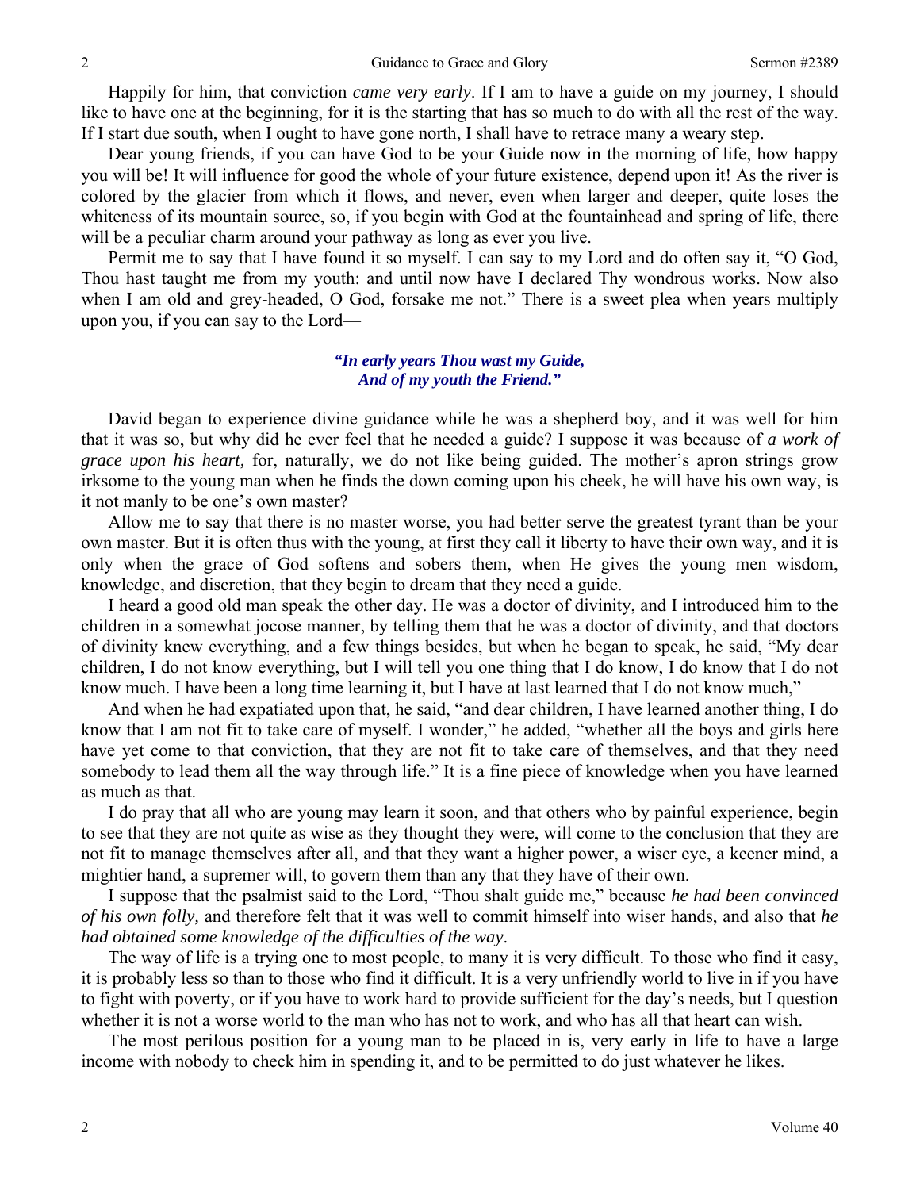Happily for him, that conviction *came very early*. If I am to have a guide on my journey, I should like to have one at the beginning, for it is the starting that has so much to do with all the rest of the way. If I start due south, when I ought to have gone north, I shall have to retrace many a weary step.

Dear young friends, if you can have God to be your Guide now in the morning of life, how happy you will be! It will influence for good the whole of your future existence, depend upon it! As the river is colored by the glacier from which it flows, and never, even when larger and deeper, quite loses the whiteness of its mountain source, so, if you begin with God at the fountainhead and spring of life, there will be a peculiar charm around your pathway as long as ever you live.

Permit me to say that I have found it so myself. I can say to my Lord and do often say it, "O God, Thou hast taught me from my youth: and until now have I declared Thy wondrous works. Now also when I am old and grey-headed, O God, forsake me not." There is a sweet plea when years multiply upon you, if you can say to the Lord—

> ***"In early years Thou wast my Guide,***
> ***And of my youth the Friend."***

David began to experience divine guidance while he was a shepherd boy, and it was well for him that it was so, but why did he ever feel that he needed a guide? I suppose it was because of *a work of grace upon his heart,* for, naturally, we do not like being guided. The mother's apron strings grow irksome to the young man when he finds the down coming upon his cheek, he will have his own way, is it not manly to be one's own master?

Allow me to say that there is no master worse, you had better serve the greatest tyrant than be your own master. But it is often thus with the young, at first they call it liberty to have their own way, and it is only when the grace of God softens and sobers them, when He gives the young men wisdom, knowledge, and discretion, that they begin to dream that they need a guide.

I heard a good old man speak the other day. He was a doctor of divinity, and I introduced him to the children in a somewhat jocose manner, by telling them that he was a doctor of divinity, and that doctors of divinity knew everything, and a few things besides, but when he began to speak, he said, "My dear children, I do not know everything, but I will tell you one thing that I do know, I do know that I do not know much. I have been a long time learning it, but I have at last learned that I do not know much,"

And when he had expatiated upon that, he said, "and dear children, I have learned another thing, I do know that I am not fit to take care of myself. I wonder," he added, "whether all the boys and girls here have yet come to that conviction, that they are not fit to take care of themselves, and that they need somebody to lead them all the way through life." It is a fine piece of knowledge when you have learned as much as that.

I do pray that all who are young may learn it soon, and that others who by painful experience, begin to see that they are not quite as wise as they thought they were, will come to the conclusion that they are not fit to manage themselves after all, and that they want a higher power, a wiser eye, a keener mind, a mightier hand, a supremer will, to govern them than any that they have of their own.

I suppose that the psalmist said to the Lord, "Thou shalt guide me," because *he had been convinced of his own folly,* and therefore felt that it was well to commit himself into wiser hands, and also that *he had obtained some knowledge of the difficulties of the way*.

The way of life is a trying one to most people, to many it is very difficult. To those who find it easy, it is probably less so than to those who find it difficult. It is a very unfriendly world to live in if you have to fight with poverty, or if you have to work hard to provide sufficient for the day's needs, but I question whether it is not a worse world to the man who has not to work, and who has all that heart can wish.

The most perilous position for a young man to be placed in is, very early in life to have a large income with nobody to check him in spending it, and to be permitted to do just whatever he likes.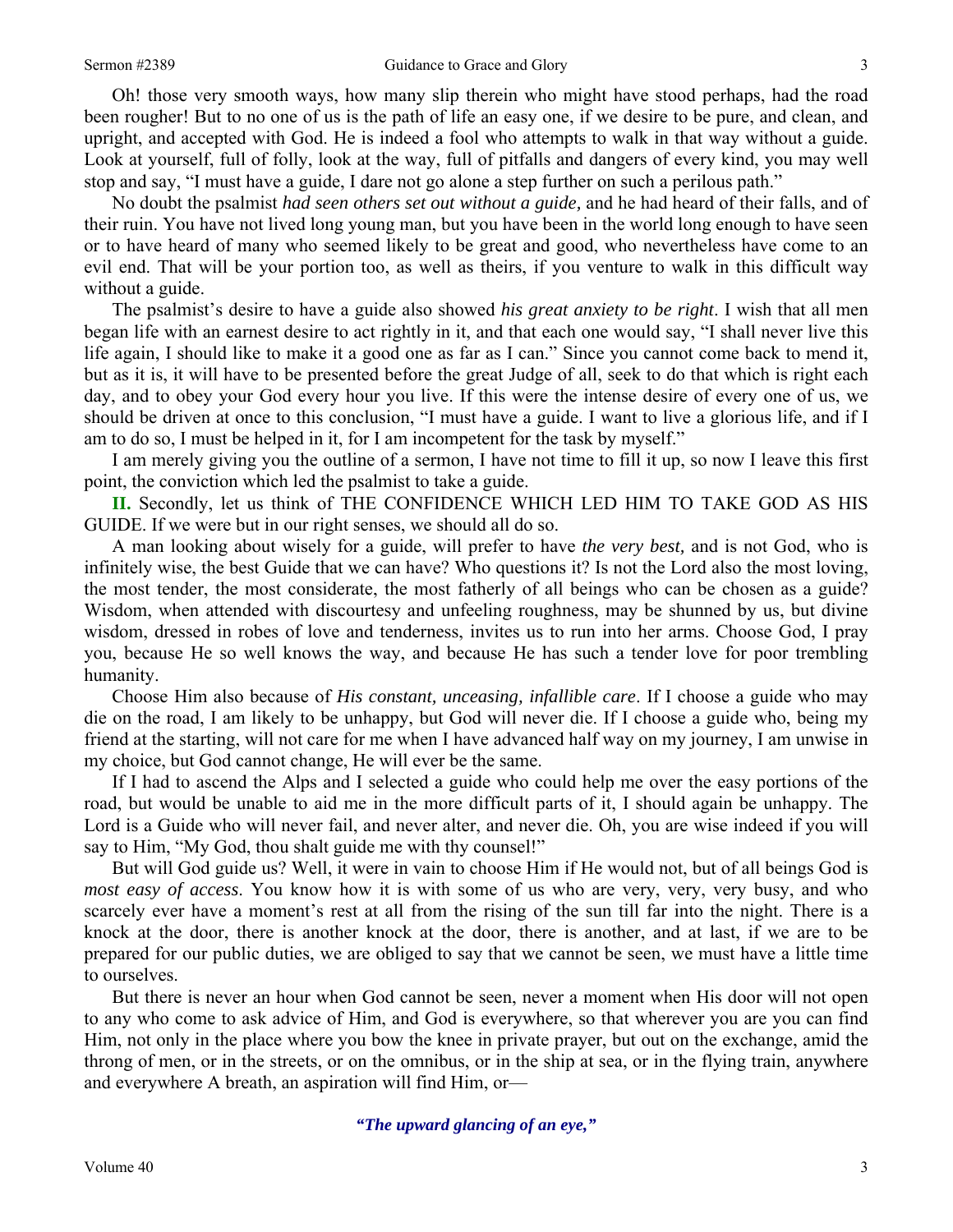Oh! those very smooth ways, how many slip therein who might have stood perhaps, had the road been rougher! But to no one of us is the path of life an easy one, if we desire to be pure, and clean, and upright, and accepted with God. He is indeed a fool who attempts to walk in that way without a guide. Look at yourself, full of folly, look at the way, full of pitfalls and dangers of every kind, you may well stop and say, "I must have a guide, I dare not go alone a step further on such a perilous path."

No doubt the psalmist *had seen others set out without a guide,* and he had heard of their falls, and of their ruin. You have not lived long young man, but you have been in the world long enough to have seen or to have heard of many who seemed likely to be great and good, who nevertheless have come to an evil end. That will be your portion too, as well as theirs, if you venture to walk in this difficult way without a guide.

The psalmist's desire to have a guide also showed *his great anxiety to be right*. I wish that all men began life with an earnest desire to act rightly in it, and that each one would say, "I shall never live this life again, I should like to make it a good one as far as I can." Since you cannot come back to mend it, but as it is, it will have to be presented before the great Judge of all, seek to do that which is right each day, and to obey your God every hour you live. If this were the intense desire of every one of us, we should be driven at once to this conclusion, "I must have a guide. I want to live a glorious life, and if I am to do so, I must be helped in it, for I am incompetent for the task by myself."

I am merely giving you the outline of a sermon, I have not time to fill it up, so now I leave this first point, the conviction which led the psalmist to take a guide.

**II.** Secondly, let us think of THE CONFIDENCE WHICH LED HIM TO TAKE GOD AS HIS GUIDE. If we were but in our right senses, we should all do so.

A man looking about wisely for a guide, will prefer to have *the very best,* and is not God, who is infinitely wise, the best Guide that we can have? Who questions it? Is not the Lord also the most loving, the most tender, the most considerate, the most fatherly of all beings who can be chosen as a guide? Wisdom, when attended with discourtesy and unfeeling roughness, may be shunned by us, but divine wisdom, dressed in robes of love and tenderness, invites us to run into her arms. Choose God, I pray you, because He so well knows the way, and because He has such a tender love for poor trembling humanity.

Choose Him also because of *His constant, unceasing, infallible care*. If I choose a guide who may die on the road, I am likely to be unhappy, but God will never die. If I choose a guide who, being my friend at the starting, will not care for me when I have advanced half way on my journey, I am unwise in my choice, but God cannot change, He will ever be the same.

If I had to ascend the Alps and I selected a guide who could help me over the easy portions of the road, but would be unable to aid me in the more difficult parts of it, I should again be unhappy. The Lord is a Guide who will never fail, and never alter, and never die. Oh, you are wise indeed if you will say to Him, "My God, thou shalt guide me with thy counsel!"

But will God guide us? Well, it were in vain to choose Him if He would not, but of all beings God is *most easy of access*. You know how it is with some of us who are very, very, very busy, and who scarcely ever have a moment's rest at all from the rising of the sun till far into the night. There is a knock at the door, there is another knock at the door, there is another, and at last, if we are to be prepared for our public duties, we are obliged to say that we cannot be seen, we must have a little time to ourselves.

But there is never an hour when God cannot be seen, never a moment when His door will not open to any who come to ask advice of Him, and God is everywhere, so that wherever you are you can find Him, not only in the place where you bow the knee in private prayer, but out on the exchange, amid the throng of men, or in the streets, or on the omnibus, or in the ship at sea, or in the flying train, anywhere and everywhere A breath, an aspiration will find Him, or—

*"The upward glancing of an eye,"*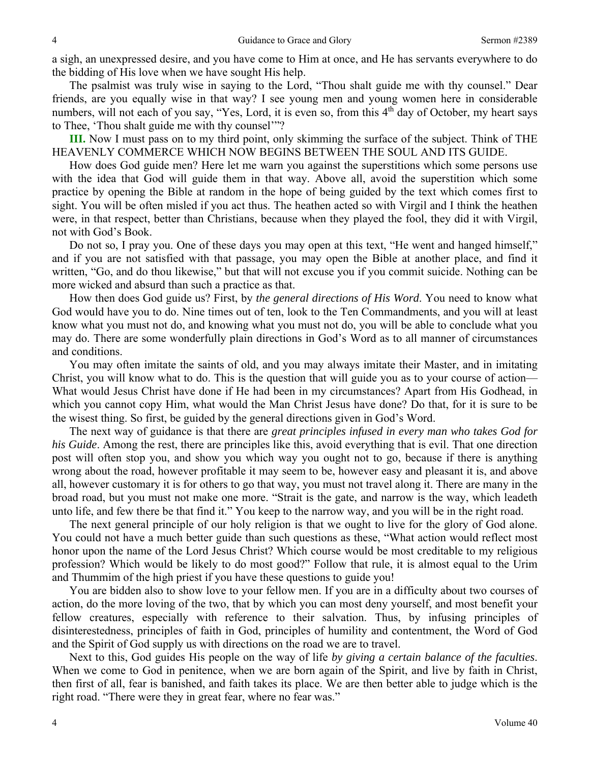a sigh, an unexpressed desire, and you have come to Him at once, and He has servants everywhere to do the bidding of His love when we have sought His help.

The psalmist was truly wise in saying to the Lord, "Thou shalt guide me with thy counsel." Dear friends, are you equally wise in that way? I see young men and young women here in considerable numbers, will not each of you say, "Yes, Lord, it is even so, from this 4th day of October, my heart says to Thee, 'Thou shalt guide me with thy counsel'"?

**III.** Now I must pass on to my third point, only skimming the surface of the subject. Think of THE HEAVENLY COMMERCE WHICH NOW BEGINS BETWEEN THE SOUL AND ITS GUIDE.

How does God guide men? Here let me warn you against the superstitions which some persons use with the idea that God will guide them in that way. Above all, avoid the superstition which some practice by opening the Bible at random in the hope of being guided by the text which comes first to sight. You will be often misled if you act thus. The heathen acted so with Virgil and I think the heathen were, in that respect, better than Christians, because when they played the fool, they did it with Virgil, not with God's Book.

Do not so, I pray you. One of these days you may open at this text, "He went and hanged himself," and if you are not satisfied with that passage, you may open the Bible at another place, and find it written, "Go, and do thou likewise," but that will not excuse you if you commit suicide. Nothing can be more wicked and absurd than such a practice as that.

How then does God guide us? First, by *the general directions of His Word*. You need to know what God would have you to do. Nine times out of ten, look to the Ten Commandments, and you will at least know what you must not do, and knowing what you must not do, you will be able to conclude what you may do. There are some wonderfully plain directions in God's Word as to all manner of circumstances and conditions.

You may often imitate the saints of old, and you may always imitate their Master, and in imitating Christ, you will know what to do. This is the question that will guide you as to your course of action—What would Jesus Christ have done if He had been in my circumstances? Apart from His Godhead, in which you cannot copy Him, what would the Man Christ Jesus have done? Do that, for it is sure to be the wisest thing. So first, be guided by the general directions given in God's Word.

The next way of guidance is that there are *great principles infused in every man who takes God for his Guide*. Among the rest, there are principles like this, avoid everything that is evil. That one direction post will often stop you, and show you which way you ought not to go, because if there is anything wrong about the road, however profitable it may seem to be, however easy and pleasant it is, and above all, however customary it is for others to go that way, you must not travel along it. There are many in the broad road, but you must not make one more. "Strait is the gate, and narrow is the way, which leadeth unto life, and few there be that find it." You keep to the narrow way, and you will be in the right road.

The next general principle of our holy religion is that we ought to live for the glory of God alone. You could not have a much better guide than such questions as these, "What action would reflect most honor upon the name of the Lord Jesus Christ? Which course would be most creditable to my religious profession? Which would be likely to do most good?" Follow that rule, it is almost equal to the Urim and Thummim of the high priest if you have these questions to guide you!

You are bidden also to show love to your fellow men. If you are in a difficulty about two courses of action, do the more loving of the two, that by which you can most deny yourself, and most benefit your fellow creatures, especially with reference to their salvation. Thus, by infusing principles of disinterestedness, principles of faith in God, principles of humility and contentment, the Word of God and the Spirit of God supply us with directions on the road we are to travel.

Next to this, God guides His people on the way of life *by giving a certain balance of the faculties*. When we come to God in penitence, when we are born again of the Spirit, and live by faith in Christ, then first of all, fear is banished, and faith takes its place. We are then better able to judge which is the right road. "There were they in great fear, where no fear was."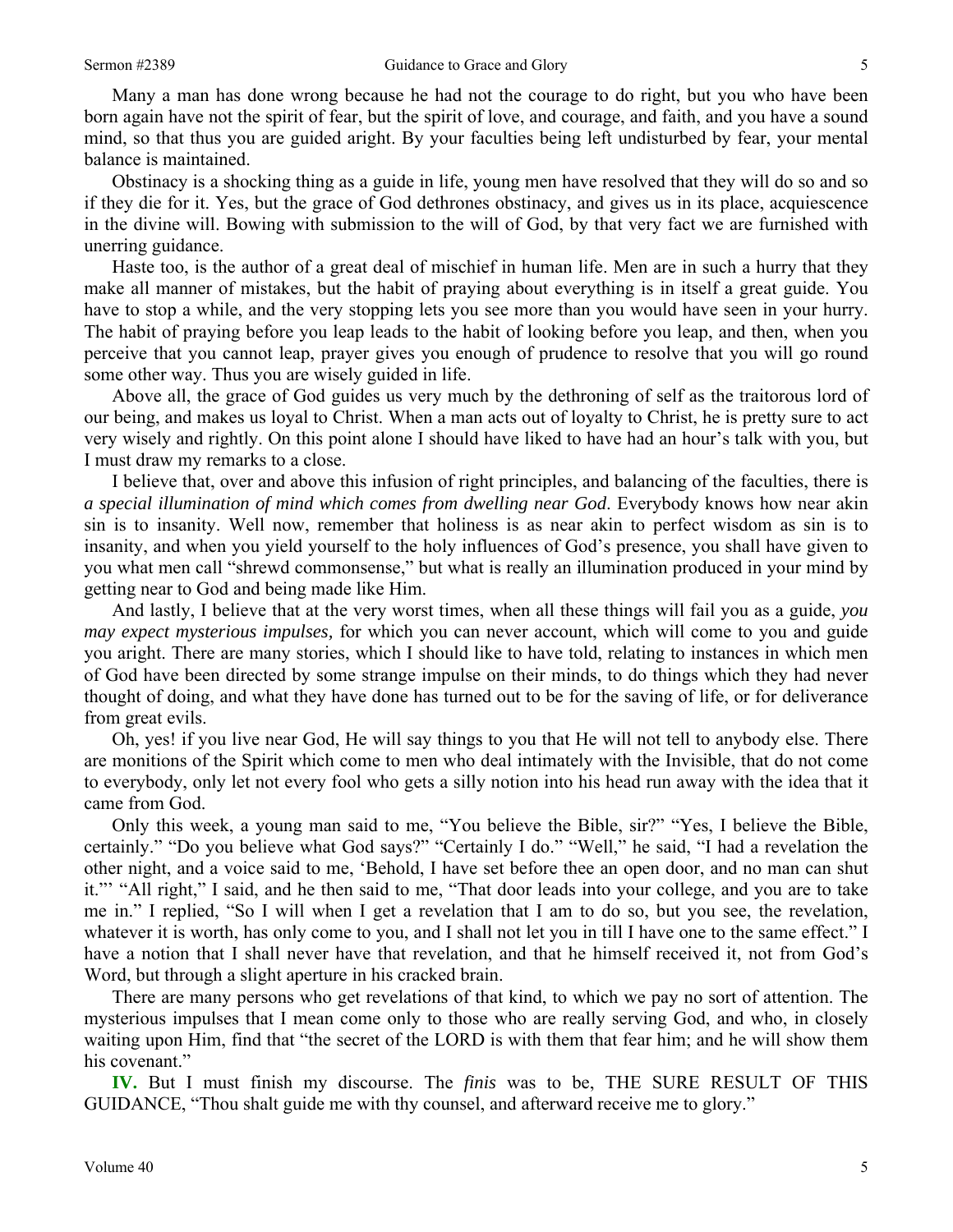Many a man has done wrong because he had not the courage to do right, but you who have been born again have not the spirit of fear, but the spirit of love, and courage, and faith, and you have a sound mind, so that thus you are guided aright. By your faculties being left undisturbed by fear, your mental balance is maintained.

Obstinacy is a shocking thing as a guide in life, young men have resolved that they will do so and so if they die for it. Yes, but the grace of God dethrones obstinacy, and gives us in its place, acquiescence in the divine will. Bowing with submission to the will of God, by that very fact we are furnished with unerring guidance.

Haste too, is the author of a great deal of mischief in human life. Men are in such a hurry that they make all manner of mistakes, but the habit of praying about everything is in itself a great guide. You have to stop a while, and the very stopping lets you see more than you would have seen in your hurry. The habit of praying before you leap leads to the habit of looking before you leap, and then, when you perceive that you cannot leap, prayer gives you enough of prudence to resolve that you will go round some other way. Thus you are wisely guided in life.

Above all, the grace of God guides us very much by the dethroning of self as the traitorous lord of our being, and makes us loyal to Christ. When a man acts out of loyalty to Christ, he is pretty sure to act very wisely and rightly. On this point alone I should have liked to have had an hour's talk with you, but I must draw my remarks to a close.

I believe that, over and above this infusion of right principles, and balancing of the faculties, there is *a special illumination of mind which comes from dwelling near God*. Everybody knows how near akin sin is to insanity. Well now, remember that holiness is as near akin to perfect wisdom as sin is to insanity, and when you yield yourself to the holy influences of God's presence, you shall have given to you what men call "shrewd commonsense," but what is really an illumination produced in your mind by getting near to God and being made like Him.

And lastly, I believe that at the very worst times, when all these things will fail you as a guide, *you may expect mysterious impulses,* for which you can never account, which will come to you and guide you aright. There are many stories, which I should like to have told, relating to instances in which men of God have been directed by some strange impulse on their minds, to do things which they had never thought of doing, and what they have done has turned out to be for the saving of life, or for deliverance from great evils.

Oh, yes! if you live near God, He will say things to you that He will not tell to anybody else. There are monitions of the Spirit which come to men who deal intimately with the Invisible, that do not come to everybody, only let not every fool who gets a silly notion into his head run away with the idea that it came from God.

Only this week, a young man said to me, "You believe the Bible, sir?" "Yes, I believe the Bible, certainly." "Do you believe what God says?" "Certainly I do." "Well," he said, "I had a revelation the other night, and a voice said to me, 'Behold, I have set before thee an open door, and no man can shut it."' "All right," I said, and he then said to me, "That door leads into your college, and you are to take me in." I replied, "So I will when I get a revelation that I am to do so, but you see, the revelation, whatever it is worth, has only come to you, and I shall not let you in till I have one to the same effect." I have a notion that I shall never have that revelation, and that he himself received it, not from God's Word, but through a slight aperture in his cracked brain.

There are many persons who get revelations of that kind, to which we pay no sort of attention. The mysterious impulses that I mean come only to those who are really serving God, and who, in closely waiting upon Him, find that "the secret of the LORD is with them that fear him; and he will show them his covenant."

**IV.** But I must finish my discourse. The *finis* was to be, THE SURE RESULT OF THIS GUIDANCE, "Thou shalt guide me with thy counsel, and afterward receive me to glory."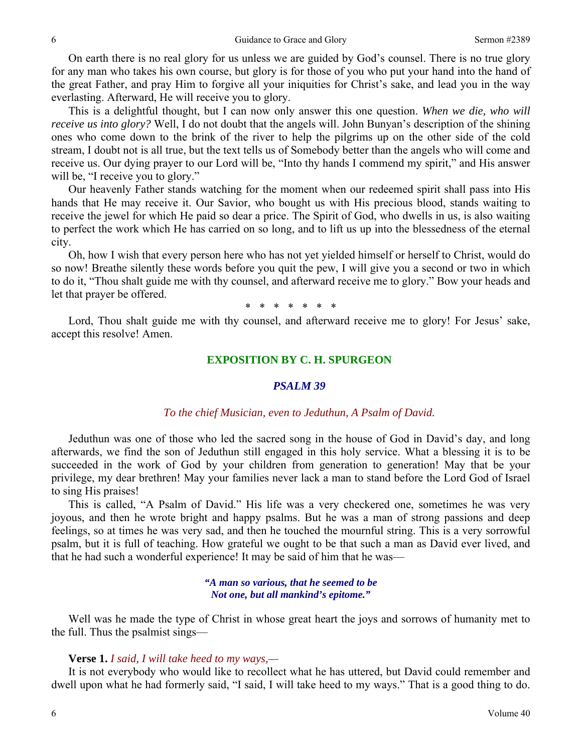On earth there is no real glory for us unless we are guided by God's counsel. There is no true glory for any man who takes his own course, but glory is for those of you who put your hand into the hand of the great Father, and pray Him to forgive all your iniquities for Christ's sake, and lead you in the way everlasting. Afterward, He will receive you to glory.

This is a delightful thought, but I can now only answer this one question. *When we die, who will receive us into glory?* Well, I do not doubt that the angels will. John Bunyan's description of the shining ones who come down to the brink of the river to help the pilgrims up on the other side of the cold stream, I doubt not is all true, but the text tells us of Somebody better than the angels who will come and receive us. Our dying prayer to our Lord will be, "Into thy hands I commend my spirit," and His answer will be, "I receive you to glory."

Our heavenly Father stands watching for the moment when our redeemed spirit shall pass into His hands that He may receive it. Our Savior, who bought us with His precious blood, stands waiting to receive the jewel for which He paid so dear a price. The Spirit of God, who dwells in us, is also waiting to perfect the work which He has carried on so long, and to lift us up into the blessedness of the eternal city.

Oh, how I wish that every person here who has not yet yielded himself or herself to Christ, would do so now! Breathe silently these words before you quit the pew, I will give you a second or two in which to do it, "Thou shalt guide me with thy counsel, and afterward receive me to glory." Bow your heads and let that prayer be offered.

\* \* \* \* \* \* \*

Lord, Thou shalt guide me with thy counsel, and afterward receive me to glory! For Jesus' sake, accept this resolve! Amen.

## EXPOSITION BY C. H. SPURGEON

### *PSALM 39*

*To the chief Musician, even to Jeduthun, A Psalm of David.*

Jeduthun was one of those who led the sacred song in the house of God in David's day, and long afterwards, we find the son of Jeduthun still engaged in this holy service. What a blessing it is to be succeeded in the work of God by your children from generation to generation! May that be your privilege, my dear brethren! May your families never lack a man to stand before the Lord God of Israel to sing His praises!

This is called, "A Psalm of David." His life was a very checkered one, sometimes he was very joyous, and then he wrote bright and happy psalms. But he was a man of strong passions and deep feelings, so at times he was very sad, and then he touched the mournful string. This is a very sorrowful psalm, but it is full of teaching. How grateful we ought to be that such a man as David ever lived, and that he had such a wonderful experience! It may be said of him that he was—

> ***"A man so various, that he seemed to be***
> ***Not one, but all mankind's epitome."***

Well was he made the type of Christ in whose great heart the joys and sorrows of humanity met to the full. Thus the psalmist sings—

**Verse 1.** *I said, I will take heed to my ways,—*

It is not everybody who would like to recollect what he has uttered, but David could remember and dwell upon what he had formerly said, "I said, I will take heed to my ways." That is a good thing to do.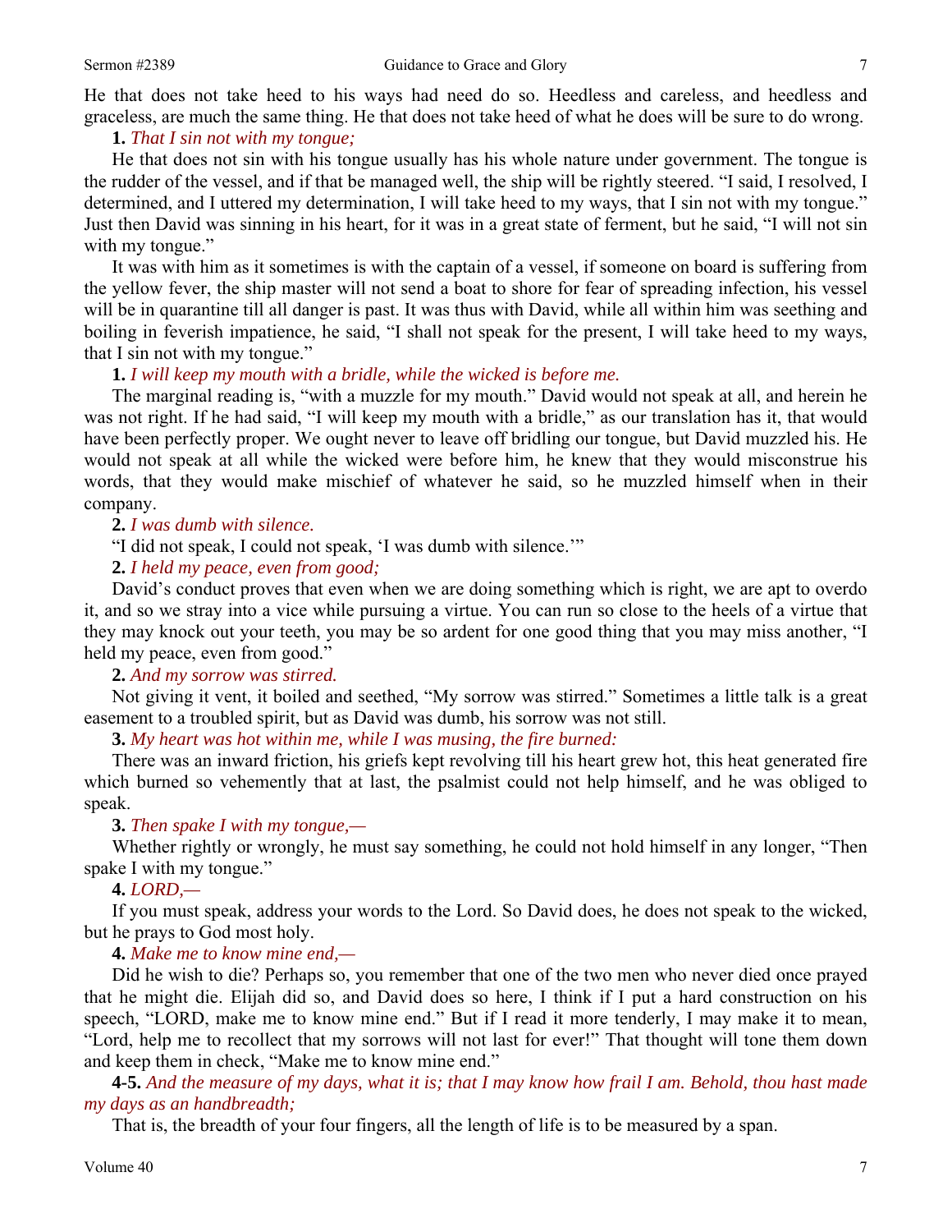He that does not take heed to his ways had need do so. Heedless and careless, and heedless and graceless, are much the same thing. He that does not take heed of what he does will be sure to do wrong.

**1.** *That I sin not with my tongue;*

He that does not sin with his tongue usually has his whole nature under government. The tongue is the rudder of the vessel, and if that be managed well, the ship will be rightly steered. "I said, I resolved, I determined, and I uttered my determination, I will take heed to my ways, that I sin not with my tongue." Just then David was sinning in his heart, for it was in a great state of ferment, but he said, "I will not sin with my tongue."

It was with him as it sometimes is with the captain of a vessel, if someone on board is suffering from the yellow fever, the ship master will not send a boat to shore for fear of spreading infection, his vessel will be in quarantine till all danger is past. It was thus with David, while all within him was seething and boiling in feverish impatience, he said, "I shall not speak for the present, I will take heed to my ways, that I sin not with my tongue."

**1.** *I will keep my mouth with a bridle, while the wicked is before me.*

The marginal reading is, "with a muzzle for my mouth." David would not speak at all, and herein he was not right. If he had said, "I will keep my mouth with a bridle," as our translation has it, that would have been perfectly proper. We ought never to leave off bridling our tongue, but David muzzled his. He would not speak at all while the wicked were before him, he knew that they would misconstrue his words, that they would make mischief of whatever he said, so he muzzled himself when in their company.

**2.** *I was dumb with silence.*

"I did not speak, I could not speak, 'I was dumb with silence.'"

**2.** *I held my peace, even from good;*

David's conduct proves that even when we are doing something which is right, we are apt to overdo it, and so we stray into a vice while pursuing a virtue. You can run so close to the heels of a virtue that they may knock out your teeth, you may be so ardent for one good thing that you may miss another, "I held my peace, even from good."

**2.** *And my sorrow was stirred.*

Not giving it vent, it boiled and seethed, "My sorrow was stirred." Sometimes a little talk is a great easement to a troubled spirit, but as David was dumb, his sorrow was not still.

**3.** *My heart was hot within me, while I was musing, the fire burned:*

There was an inward friction, his griefs kept revolving till his heart grew hot, this heat generated fire which burned so vehemently that at last, the psalmist could not help himself, and he was obliged to speak.

**3.** *Then spake I with my tongue,—*

Whether rightly or wrongly, he must say something, he could not hold himself in any longer, "Then spake I with my tongue."

**4.** *LORD,—*

If you must speak, address your words to the Lord. So David does, he does not speak to the wicked, but he prays to God most holy.

**4.** *Make me to know mine end,—*

Did he wish to die? Perhaps so, you remember that one of the two men who never died once prayed that he might die. Elijah did so, and David does so here, I think if I put a hard construction on his speech, "LORD, make me to know mine end." But if I read it more tenderly, I may make it to mean, "Lord, help me to recollect that my sorrows will not last for ever!" That thought will tone them down and keep them in check, "Make me to know mine end."

**4-5.** *And the measure of my days, what it is; that I may know how frail I am. Behold, thou hast made my days as an handbreadth;*

That is, the breadth of your four fingers, all the length of life is to be measured by a span.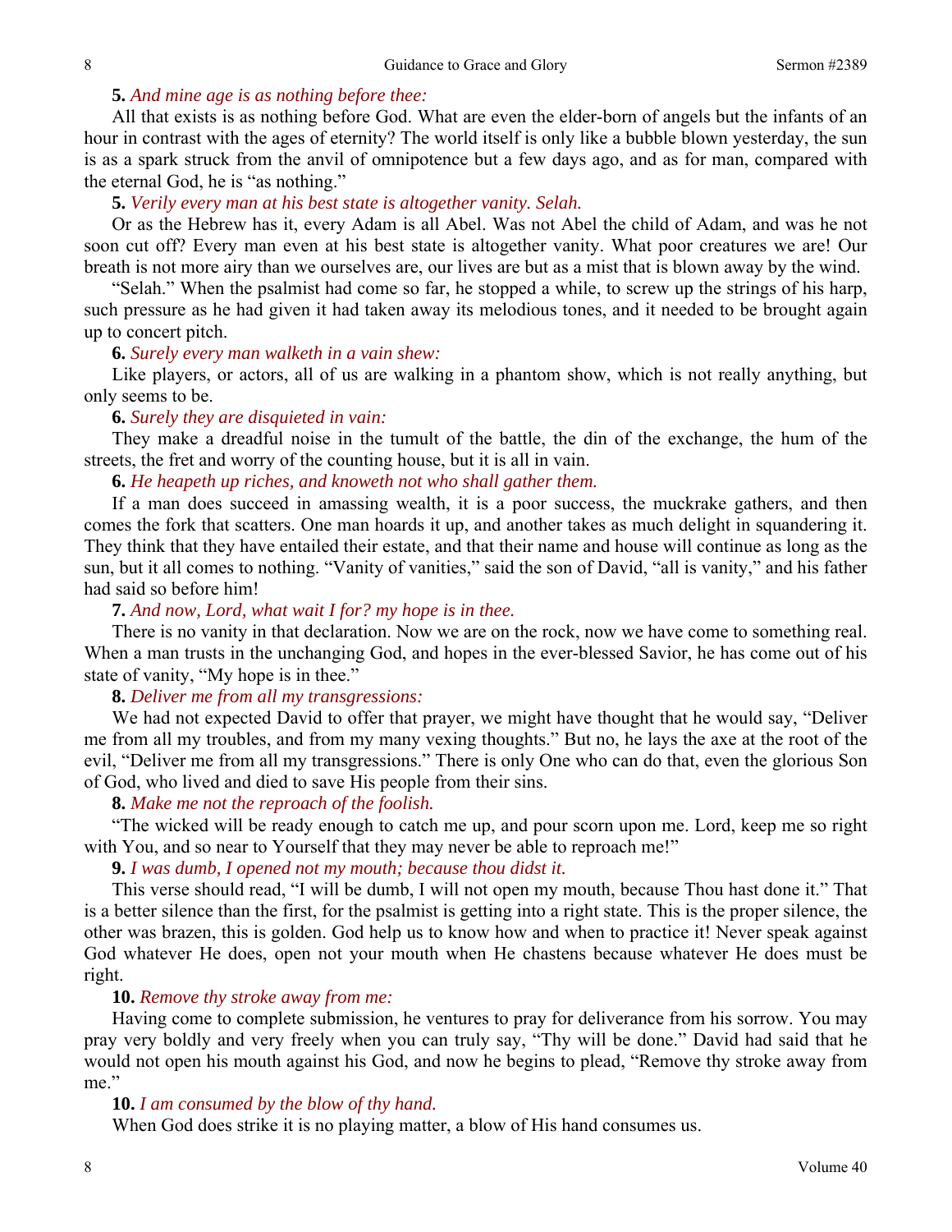**5.** *And mine age is as nothing before thee:*

All that exists is as nothing before God. What are even the elder-born of angels but the infants of an hour in contrast with the ages of eternity? The world itself is only like a bubble blown yesterday, the sun is as a spark struck from the anvil of omnipotence but a few days ago, and as for man, compared with the eternal God, he is "as nothing."

**5.** *Verily every man at his best state is altogether vanity. Selah.*

Or as the Hebrew has it, every Adam is all Abel. Was not Abel the child of Adam, and was he not soon cut off? Every man even at his best state is altogether vanity. What poor creatures we are! Our breath is not more airy than we ourselves are, our lives are but as a mist that is blown away by the wind.

"Selah." When the psalmist had come so far, he stopped a while, to screw up the strings of his harp, such pressure as he had given it had taken away its melodious tones, and it needed to be brought again up to concert pitch.

**6.** *Surely every man walketh in a vain shew:*

Like players, or actors, all of us are walking in a phantom show, which is not really anything, but only seems to be.

**6.** *Surely they are disquieted in vain:*

They make a dreadful noise in the tumult of the battle, the din of the exchange, the hum of the streets, the fret and worry of the counting house, but it is all in vain.

**6.** *He heapeth up riches, and knoweth not who shall gather them.*

If a man does succeed in amassing wealth, it is a poor success, the muckrake gathers, and then comes the fork that scatters. One man hoards it up, and another takes as much delight in squandering it. They think that they have entailed their estate, and that their name and house will continue as long as the sun, but it all comes to nothing. "Vanity of vanities," said the son of David, "all is vanity," and his father had said so before him!

**7.** *And now, Lord, what wait I for? my hope is in thee.*

There is no vanity in that declaration. Now we are on the rock, now we have come to something real. When a man trusts in the unchanging God, and hopes in the ever-blessed Savior, he has come out of his state of vanity, "My hope is in thee."

**8.** *Deliver me from all my transgressions:*

We had not expected David to offer that prayer, we might have thought that he would say, "Deliver me from all my troubles, and from my many vexing thoughts." But no, he lays the axe at the root of the evil, "Deliver me from all my transgressions." There is only One who can do that, even the glorious Son of God, who lived and died to save His people from their sins.

**8.** *Make me not the reproach of the foolish.*

"The wicked will be ready enough to catch me up, and pour scorn upon me. Lord, keep me so right with You, and so near to Yourself that they may never be able to reproach me!"

**9.** *I was dumb, I opened not my mouth; because thou didst it.*

This verse should read, "I will be dumb, I will not open my mouth, because Thou hast done it." That is a better silence than the first, for the psalmist is getting into a right state. This is the proper silence, the other was brazen, this is golden. God help us to know how and when to practice it! Never speak against God whatever He does, open not your mouth when He chastens because whatever He does must be right.

**10.** *Remove thy stroke away from me:*

Having come to complete submission, he ventures to pray for deliverance from his sorrow. You may pray very boldly and very freely when you can truly say, "Thy will be done." David had said that he would not open his mouth against his God, and now he begins to plead, "Remove thy stroke away from me."

**10.** *I am consumed by the blow of thy hand.*

When God does strike it is no playing matter, a blow of His hand consumes us.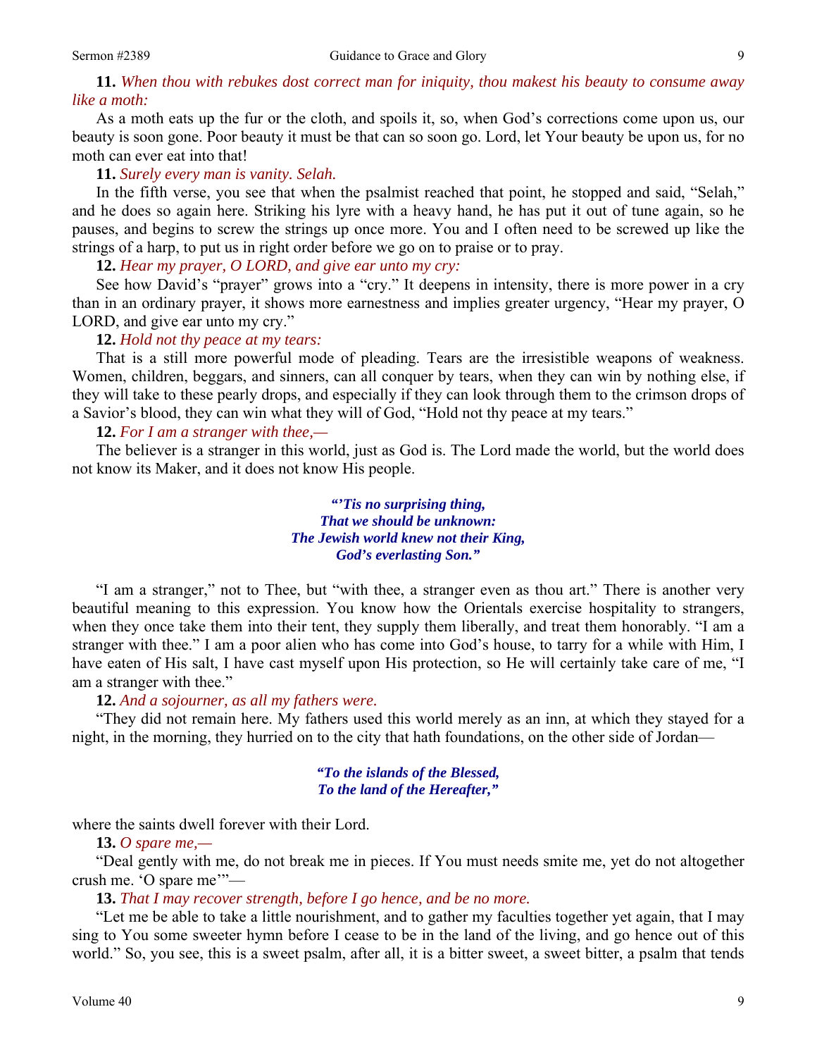**11.** *When thou with rebukes dost correct man for iniquity, thou makest his beauty to consume away like a moth:*

As a moth eats up the fur or the cloth, and spoils it, so, when God's corrections come upon us, our beauty is soon gone. Poor beauty it must be that can so soon go. Lord, let Your beauty be upon us, for no moth can ever eat into that!

**11.** *Surely every man is vanity. Selah.*

In the fifth verse, you see that when the psalmist reached that point, he stopped and said, "Selah," and he does so again here. Striking his lyre with a heavy hand, he has put it out of tune again, so he pauses, and begins to screw the strings up once more. You and I often need to be screwed up like the strings of a harp, to put us in right order before we go on to praise or to pray.

**12.** *Hear my prayer, O LORD, and give ear unto my cry:*

See how David's "prayer" grows into a "cry." It deepens in intensity, there is more power in a cry than in an ordinary prayer, it shows more earnestness and implies greater urgency, "Hear my prayer, O LORD, and give ear unto my cry."

**12.** *Hold not thy peace at my tears:*

That is a still more powerful mode of pleading. Tears are the irresistible weapons of weakness. Women, children, beggars, and sinners, can all conquer by tears, when they can win by nothing else, if they will take to these pearly drops, and especially if they can look through them to the crimson drops of a Savior's blood, they can win what they will of God, "Hold not thy peace at my tears."

**12.** *For I am a stranger with thee,—*

The believer is a stranger in this world, just as God is. The Lord made the world, but the world does not know its Maker, and it does not know His people.

> ***"'Tis no surprising thing,***
> ***That we should be unknown:***
> ***The Jewish world knew not their King,***
> ***God's everlasting Son."***

"I am a stranger," not to Thee, but "with thee, a stranger even as thou art." There is another very beautiful meaning to this expression. You know how the Orientals exercise hospitality to strangers, when they once take them into their tent, they supply them liberally, and treat them honorably. "I am a stranger with thee." I am a poor alien who has come into God's house, to tarry for a while with Him, I have eaten of His salt, I have cast myself upon His protection, so He will certainly take care of me, "I am a stranger with thee."

**12.** *And a sojourner, as all my fathers were.*

"They did not remain here. My fathers used this world merely as an inn, at which they stayed for a night, in the morning, they hurried on to the city that hath foundations, on the other side of Jordan—

> ***"To the islands of the Blessed,***
> ***To the land of the Hereafter,"***

where the saints dwell forever with their Lord.

**13.** *O spare me,—*

"Deal gently with me, do not break me in pieces. If You must needs smite me, yet do not altogether crush me. 'O spare me'"—

**13.** *That I may recover strength, before I go hence, and be no more.*

"Let me be able to take a little nourishment, and to gather my faculties together yet again, that I may sing to You some sweeter hymn before I cease to be in the land of the living, and go hence out of this world." So, you see, this is a sweet psalm, after all, it is a bitter sweet, a sweet bitter, a psalm that tends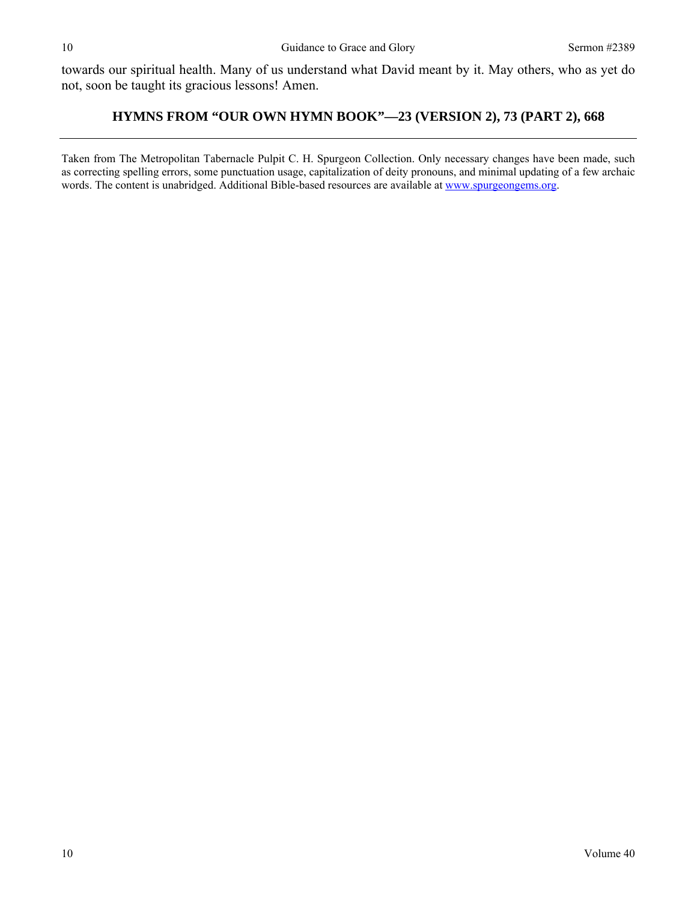towards our spiritual health. Many of us understand what David meant by it. May others, who as yet do not, soon be taught its gracious lessons! Amen.

**HYMNS FROM "OUR OWN HYMN BOOK"—23 (VERSION 2), 73 (PART 2), 668**

---

Taken from The Metropolitan Tabernacle Pulpit C. H. Spurgeon Collection. Only necessary changes have been made, such as correcting spelling errors, some punctuation usage, capitalization of deity pronouns, and minimal updating of a few archaic words. The content is unabridged. Additional Bible-based resources are available at www.spurgeongems.org.